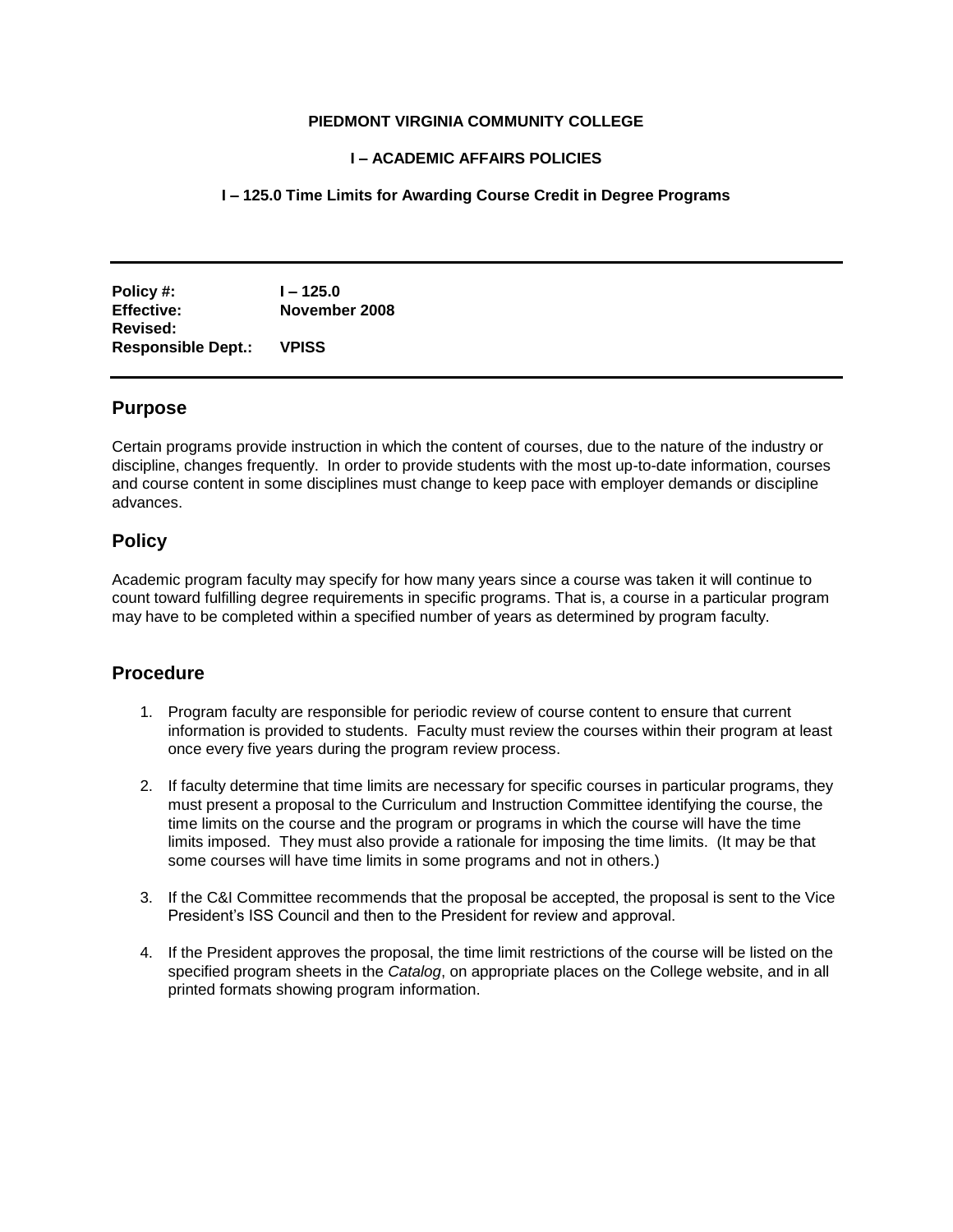**PIEDMONT VIRGINIA COMMUNITY COLLEGE**

**I – ACADEMIC AFFAIRS POLICIES**

**I – 125.0 Time Limits for Awarding Course Credit in Degree Programs**

---

| | |
|---|---|
| **Policy #:** | **I – 125.0** |
| **Effective:** | **November 2008** |
| **Revised:** | |
| **Responsible Dept.:** | **VPISS** |

---

## Purpose

Certain programs provide instruction in which the content of courses, due to the nature of the industry or discipline, changes frequently. In order to provide students with the most up-to-date information, courses and course content in some disciplines must change to keep pace with employer demands or discipline advances.

## Policy

Academic program faculty may specify for how many years since a course was taken it will continue to count toward fulfilling degree requirements in specific programs. That is, a course in a particular program may have to be completed within a specified number of years as determined by program faculty.

## Procedure

1. Program faculty are responsible for periodic review of course content to ensure that current information is provided to students. Faculty must review the courses within their program at least once every five years during the program review process.

2. If faculty determine that time limits are necessary for specific courses in particular programs, they must present a proposal to the Curriculum and Instruction Committee identifying the course, the time limits on the course and the program or programs in which the course will have the time limits imposed. They must also provide a rationale for imposing the time limits. (It may be that some courses will have time limits in some programs and not in others.)

3. If the C&I Committee recommends that the proposal be accepted, the proposal is sent to the Vice President's ISS Council and then to the President for review and approval.

4. If the President approves the proposal, the time limit restrictions of the course will be listed on the specified program sheets in the *Catalog*, on appropriate places on the College website, and in all printed formats showing program information.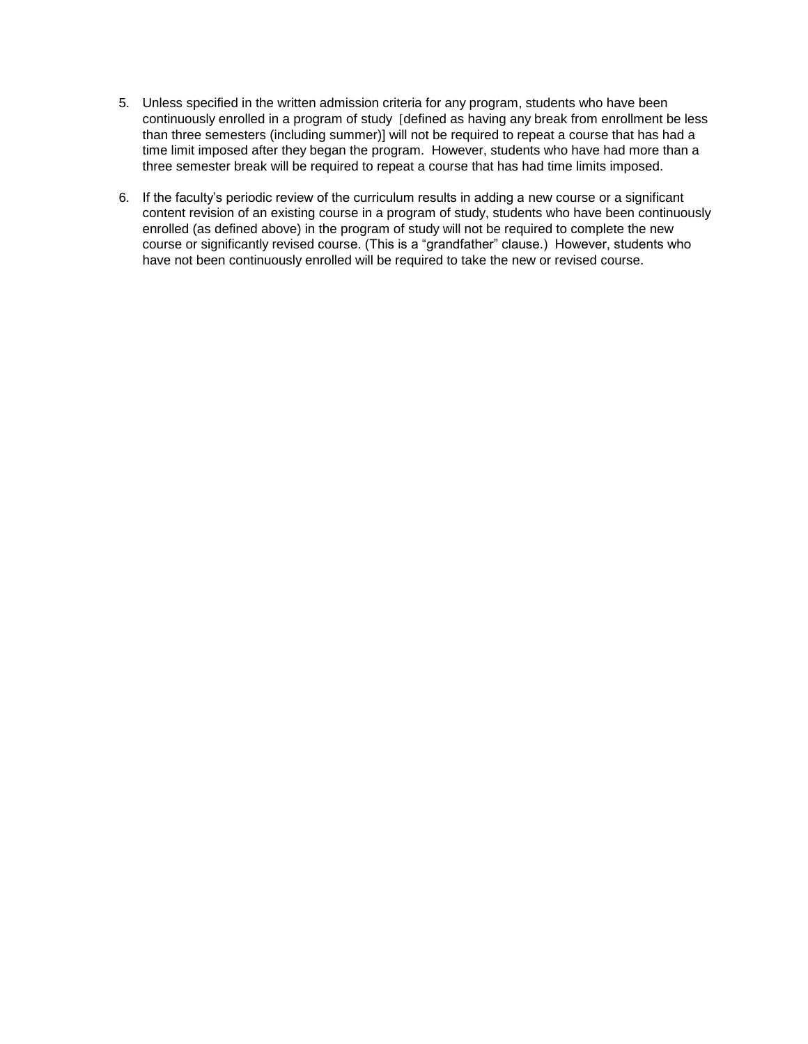5. Unless specified in the written admission criteria for any program, students who have been continuously enrolled in a program of study [defined as having any break from enrollment be less than three semesters (including summer)] will not be required to repeat a course that has had a time limit imposed after they began the program. However, students who have had more than a three semester break will be required to repeat a course that has had time limits imposed.

6. If the faculty's periodic review of the curriculum results in adding a new course or a significant content revision of an existing course in a program of study, students who have been continuously enrolled (as defined above) in the program of study will not be required to complete the new course or significantly revised course. (This is a "grandfather" clause.) However, students who have not been continuously enrolled will be required to take the new or revised course.